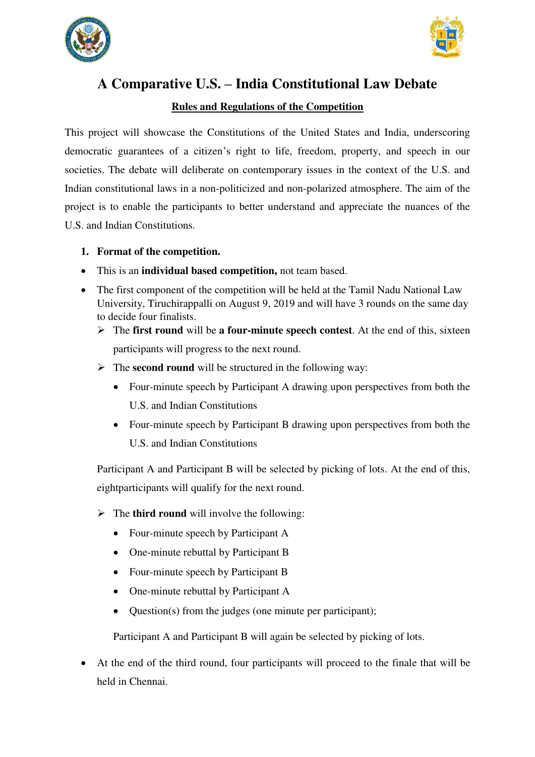# A Comparative U.S. – India Constitutional Law Debate

**Rules and Regulations of the Competition**

This project will showcase the Constitutions of the United States and India, underscoring democratic guarantees of a citizen's right to life, freedom, property, and speech in our societies. The debate will deliberate on contemporary issues in the context of the U.S. and Indian constitutional laws in a non-politicized and non-polarized atmosphere. The aim of the project is to enable the participants to better understand and appreciate the nuances of the U.S. and Indian Constitutions.

1. **Format of the competition.**

- This is an **individual based competition,** not team based.
- The first component of the competition will be held at the Tamil Nadu National Law University, Tiruchirappalli on August 9, 2019 and will have 3 rounds on the same day to decide four finalists.
  - The **first round** will be **a four-minute speech contest**. At the end of this, sixteen participants will progress to the next round.
  - The **second round** will be structured in the following way:
    - Four-minute speech by Participant A drawing upon perspectives from both the U.S. and Indian Constitutions
    - Four-minute speech by Participant B drawing upon perspectives from both the U.S. and Indian Constitutions

  Participant A and Participant B will be selected by picking of lots. At the end of this, eightparticipants will qualify for the next round.

  - The **third round** will involve the following:
    - Four-minute speech by Participant A
    - One-minute rebuttal by Participant B
    - Four-minute speech by Participant B
    - One-minute rebuttal by Participant A
    - Question(s) from the judges (one minute per participant);

    Participant A and Participant B will again be selected by picking of lots.

- At the end of the third round, four participants will proceed to the finale that will be held in Chennai.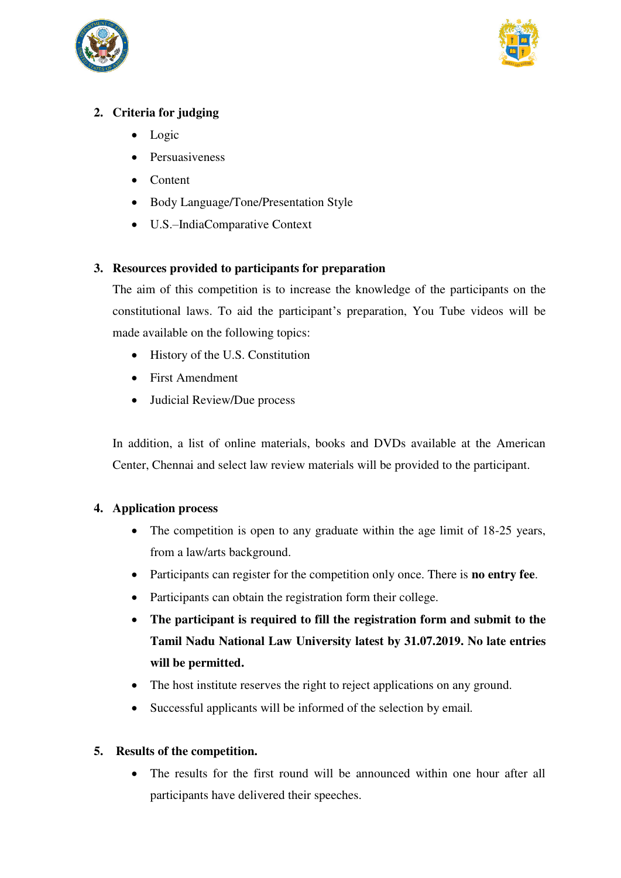2. **Criteria for judging**
   - Logic
   - Persuasiveness
   - Content
   - Body Language/Tone/Presentation Style
   - U.S.–IndiaComparative Context

3. **Resources provided to participants for preparation**

   The aim of this competition is to increase the knowledge of the participants on the constitutional laws. To aid the participant's preparation, You Tube videos will be made available on the following topics:
   - History of the U.S. Constitution
   - First Amendment
   - Judicial Review/Due process

   In addition, a list of online materials, books and DVDs available at the American Center, Chennai and select law review materials will be provided to the participant.

4. **Application process**
   - The competition is open to any graduate within the age limit of 18-25 years, from a law/arts background.
   - Participants can register for the competition only once. There is **no entry fee**.
   - Participants can obtain the registration form their college.
   - **The participant is required to fill the registration form and submit to the Tamil Nadu National Law University latest by 31.07.2019. No late entries will be permitted.**
   - The host institute reserves the right to reject applications on any ground.
   - Successful applicants will be informed of the selection by email.

5. **Results of the competition.**
   - The results for the first round will be announced within one hour after all participants have delivered their speeches.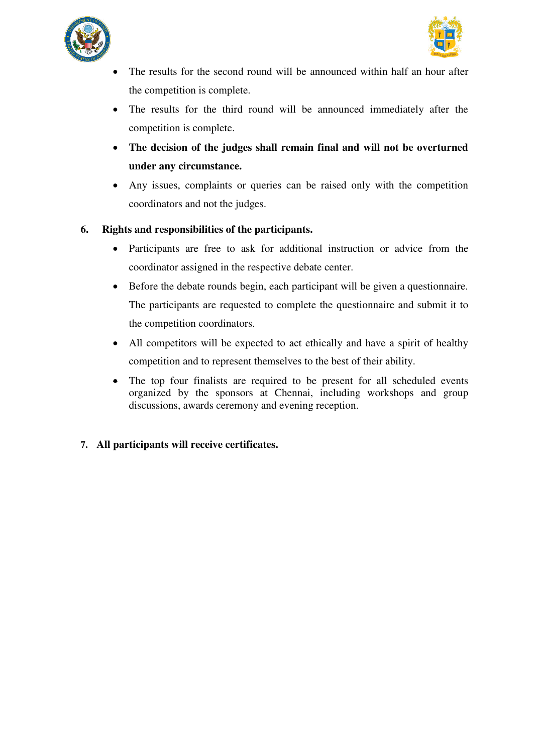- The results for the second round will be announced within half an hour after the competition is complete.
- The results for the third round will be announced immediately after the competition is complete.
- **The decision of the judges shall remain final and will not be overturned under any circumstance.**
- Any issues, complaints or queries can be raised only with the competition coordinators and not the judges.

**6. Rights and responsibilities of the participants.**

- Participants are free to ask for additional instruction or advice from the coordinator assigned in the respective debate center.
- Before the debate rounds begin, each participant will be given a questionnaire. The participants are requested to complete the questionnaire and submit it to the competition coordinators.
- All competitors will be expected to act ethically and have a spirit of healthy competition and to represent themselves to the best of their ability.
- The top four finalists are required to be present for all scheduled events organized by the sponsors at Chennai, including workshops and group discussions, awards ceremony and evening reception.

**7. All participants will receive certificates.**